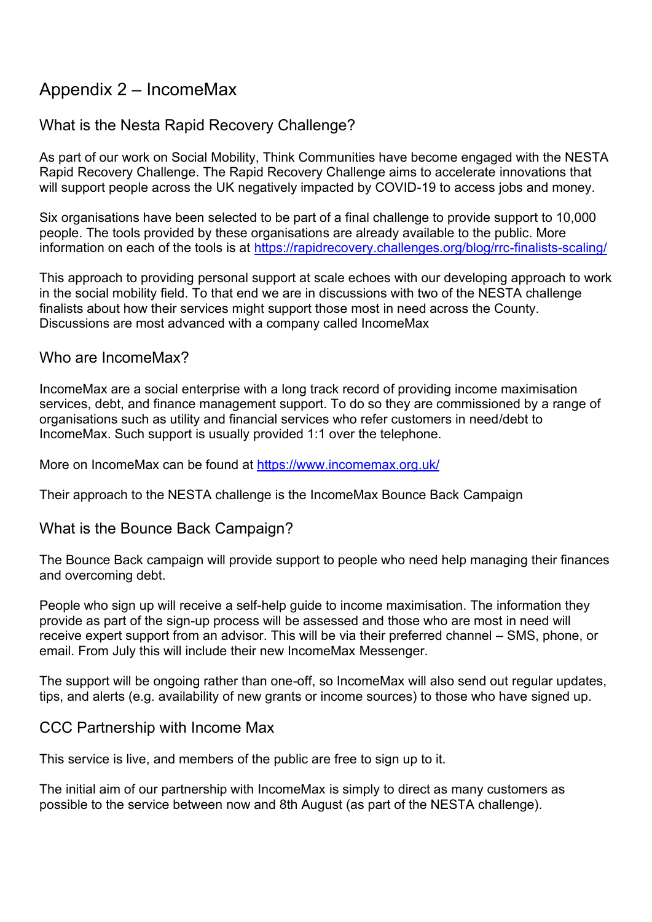# Appendix 2 – IncomeMax

## What is the Nesta Rapid Recovery Challenge?

As part of our work on Social Mobility, Think Communities have become engaged with the NESTA Rapid Recovery Challenge. The Rapid Recovery Challenge aims to accelerate innovations that will support people across the UK negatively impacted by COVID-19 to access jobs and money.

Six organisations have been selected to be part of a final challenge to provide support to 10,000 people. The tools provided by these organisations are already available to the public. More information on each of the tools is at [https://rapidrecovery.challenges.org/blog/rrc-finalists-scaling/](https://rapidrecovery.challenges.org/blog/rrc-finalists-scaling/)

This approach to providing personal support at scale echoes with our developing approach to work in the social mobility field. To that end we are in discussions with two of the NESTA challenge finalists about how their services might support those most in need across the County. Discussions are most advanced with a company called IncomeMax

## Who are IncomeMax?

IncomeMax are a social enterprise with a long track record of providing income maximisation services, debt, and finance management support. To do so they are commissioned by a range of organisations such as utility and financial services who refer customers in need/debt to IncomeMax. Such support is usually provided 1:1 over the telephone.

More on IncomeMax can be found at [https://www.incomemax.org.uk/](https://www.incomemax.org.uk/)

Their approach to the NESTA challenge is the IncomeMax Bounce Back Campaign

## What is the Bounce Back Campaign?

The Bounce Back campaign will provide support to people who need help managing their finances and overcoming debt.

People who sign up will receive a self-help guide to income maximisation. The information they provide as part of the sign-up process will be assessed and those who are most in need will receive expert support from an advisor. This will be via their preferred channel – SMS, phone, or email. From July this will include their new IncomeMax Messenger.

The support will be ongoing rather than one-off, so IncomeMax will also send out regular updates, tips, and alerts (e.g. availability of new grants or income sources) to those who have signed up.

## CCC Partnership with Income Max

This service is live, and members of the public are free to sign up to it.

The initial aim of our partnership with IncomeMax is simply to direct as many customers as possible to the service between now and 8th August (as part of the NESTA challenge).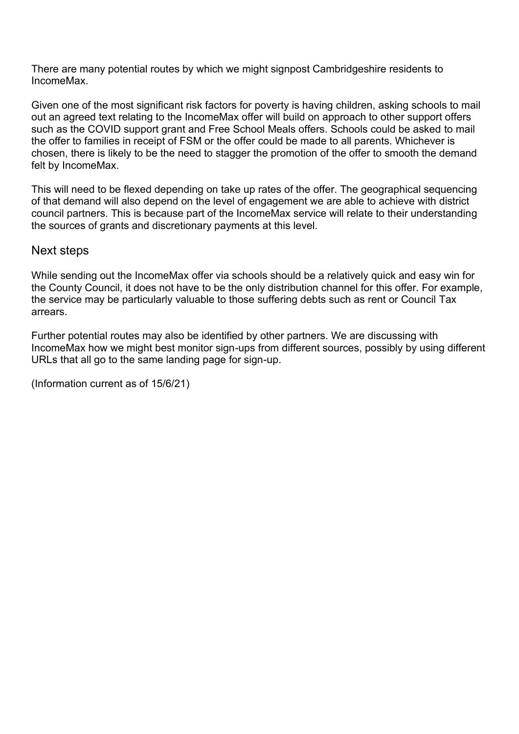There are many potential routes by which we might signpost Cambridgeshire residents to IncomeMax.

Given one of the most significant risk factors for poverty is having children, asking schools to mail out an agreed text relating to the IncomeMax offer will build on approach to other support offers such as the COVID support grant and Free School Meals offers. Schools could be asked to mail the offer to families in receipt of FSM or the offer could be made to all parents. Whichever is chosen, there is likely to be the need to stagger the promotion of the offer to smooth the demand felt by IncomeMax.

This will need to be flexed depending on take up rates of the offer. The geographical sequencing of that demand will also depend on the level of engagement we are able to achieve with district council partners. This is because part of the IncomeMax service will relate to their understanding the sources of grants and discretionary payments at this level.

## Next steps

While sending out the IncomeMax offer via schools should be a relatively quick and easy win for the County Council, it does not have to be the only distribution channel for this offer. For example, the service may be particularly valuable to those suffering debts such as rent or Council Tax arrears.

Further potential routes may also be identified by other partners. We are discussing with IncomeMax how we might best monitor sign-ups from different sources, possibly by using different URLs that all go to the same landing page for sign-up.

(Information current as of 15/6/21)